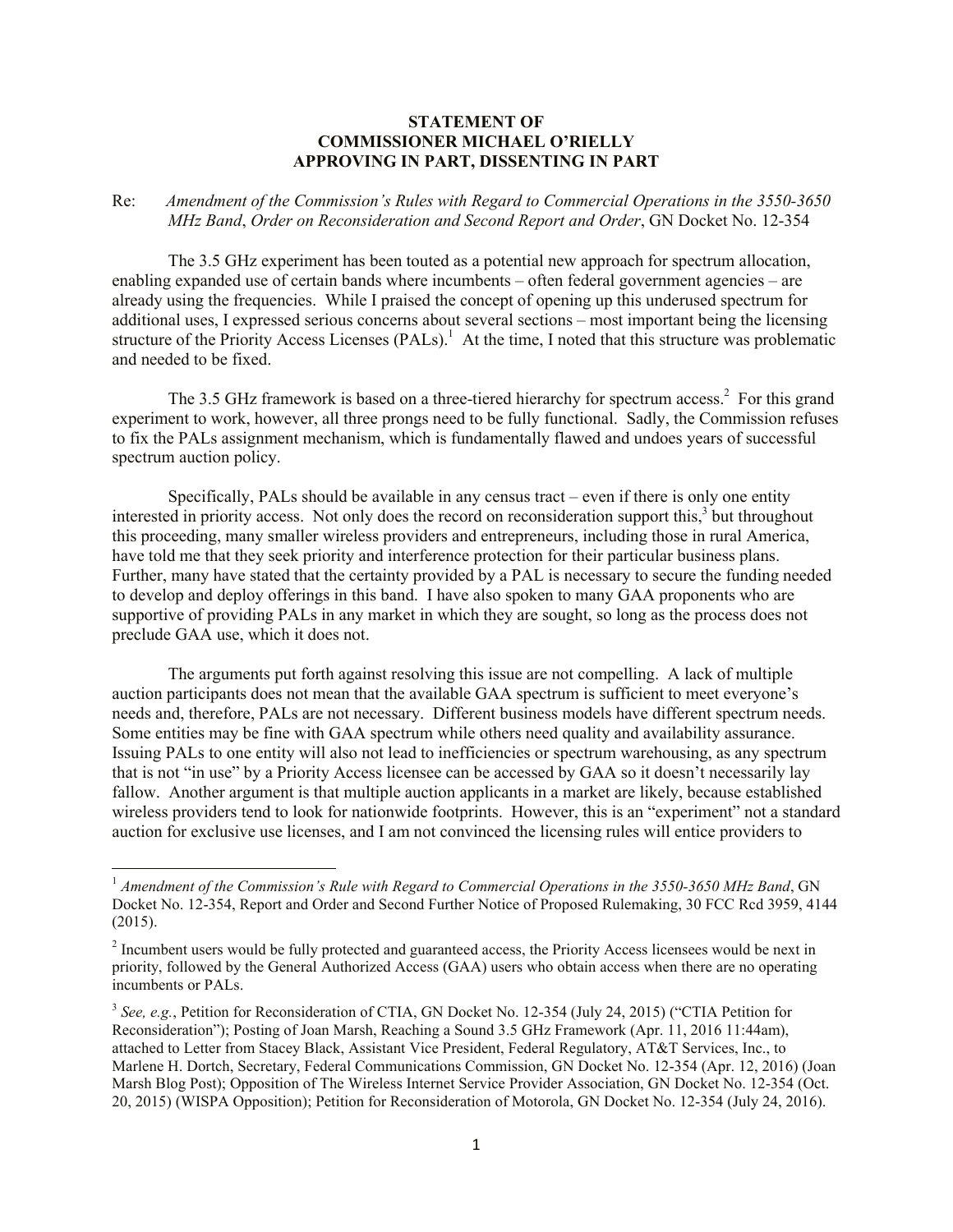**STATEMENT OF**
**COMMISSIONER MICHAEL O'RIELLY**
**APPROVING IN PART, DISSENTING IN PART**

Re: *Amendment of the Commission's Rules with Regard to Commercial Operations in the 3550-3650 MHz Band*, *Order on Reconsideration and Second Report and Order*, GN Docket No. 12-354

The 3.5 GHz experiment has been touted as a potential new approach for spectrum allocation, enabling expanded use of certain bands where incumbents – often federal government agencies – are already using the frequencies. While I praised the concept of opening up this underused spectrum for additional uses, I expressed serious concerns about several sections – most important being the licensing structure of the Priority Access Licenses (PALs).[1] At the time, I noted that this structure was problematic and needed to be fixed.

The 3.5 GHz framework is based on a three-tiered hierarchy for spectrum access.[2] For this grand experiment to work, however, all three prongs need to be fully functional. Sadly, the Commission refuses to fix the PALs assignment mechanism, which is fundamentally flawed and undoes years of successful spectrum auction policy.

Specifically, PALs should be available in any census tract – even if there is only one entity interested in priority access. Not only does the record on reconsideration support this,[3] but throughout this proceeding, many smaller wireless providers and entrepreneurs, including those in rural America, have told me that they seek priority and interference protection for their particular business plans. Further, many have stated that the certainty provided by a PAL is necessary to secure the funding needed to develop and deploy offerings in this band. I have also spoken to many GAA proponents who are supportive of providing PALs in any market in which they are sought, so long as the process does not preclude GAA use, which it does not.

The arguments put forth against resolving this issue are not compelling. A lack of multiple auction participants does not mean that the available GAA spectrum is sufficient to meet everyone's needs and, therefore, PALs are not necessary. Different business models have different spectrum needs. Some entities may be fine with GAA spectrum while others need quality and availability assurance. Issuing PALs to one entity will also not lead to inefficiencies or spectrum warehousing, as any spectrum that is not "in use" by a Priority Access licensee can be accessed by GAA so it doesn't necessarily lay fallow. Another argument is that multiple auction applicants in a market are likely, because established wireless providers tend to look for nationwide footprints. However, this is an "experiment" not a standard auction for exclusive use licenses, and I am not convinced the licensing rules will entice providers to

---

[1] *Amendment of the Commission's Rule with Regard to Commercial Operations in the 3550-3650 MHz Band*, GN Docket No. 12-354, Report and Order and Second Further Notice of Proposed Rulemaking, 30 FCC Rcd 3959, 4144 (2015).

[2] Incumbent users would be fully protected and guaranteed access, the Priority Access licensees would be next in priority, followed by the General Authorized Access (GAA) users who obtain access when there are no operating incumbents or PALs.

[3] *See, e.g.*, Petition for Reconsideration of CTIA, GN Docket No. 12-354 (July 24, 2015) ("CTIA Petition for Reconsideration"); Posting of Joan Marsh, Reaching a Sound 3.5 GHz Framework (Apr. 11, 2016 11:44am), attached to Letter from Stacey Black, Assistant Vice President, Federal Regulatory, AT&T Services, Inc., to Marlene H. Dortch, Secretary, Federal Communications Commission, GN Docket No. 12-354 (Apr. 12, 2016) (Joan Marsh Blog Post); Opposition of The Wireless Internet Service Provider Association, GN Docket No. 12-354 (Oct. 20, 2015) (WISPA Opposition); Petition for Reconsideration of Motorola, GN Docket No. 12-354 (July 24, 2016).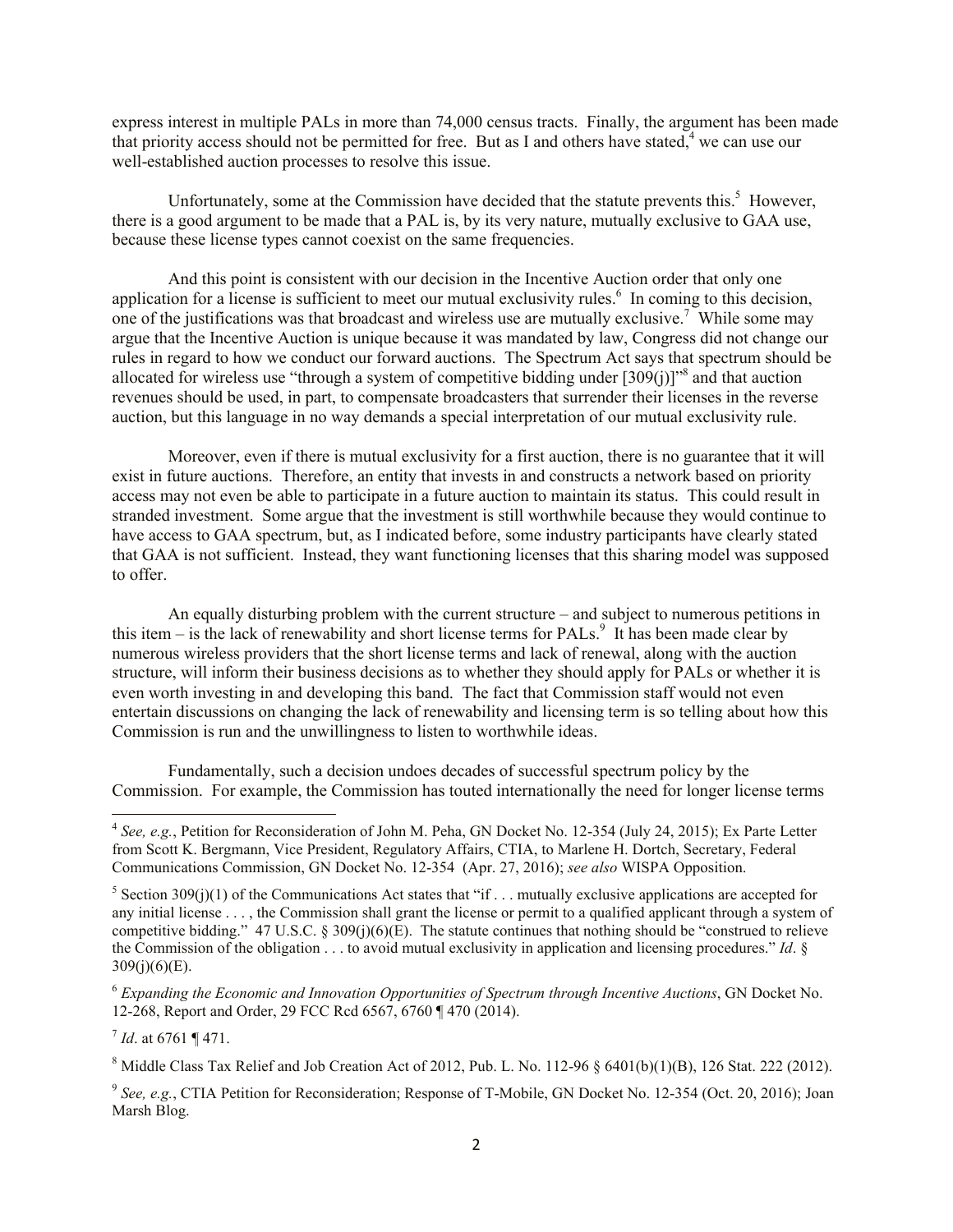express interest in multiple PALs in more than 74,000 census tracts. Finally, the argument has been made that priority access should not be permitted for free. But as I and others have stated,[4] we can use our well-established auction processes to resolve this issue.

Unfortunately, some at the Commission have decided that the statute prevents this.[5] However, there is a good argument to be made that a PAL is, by its very nature, mutually exclusive to GAA use, because these license types cannot coexist on the same frequencies.

And this point is consistent with our decision in the Incentive Auction order that only one application for a license is sufficient to meet our mutual exclusivity rules.[6] In coming to this decision, one of the justifications was that broadcast and wireless use are mutually exclusive.[7] While some may argue that the Incentive Auction is unique because it was mandated by law, Congress did not change our rules in regard to how we conduct our forward auctions. The Spectrum Act says that spectrum should be allocated for wireless use "through a system of competitive bidding under [309(j)]"[8] and that auction revenues should be used, in part, to compensate broadcasters that surrender their licenses in the reverse auction, but this language in no way demands a special interpretation of our mutual exclusivity rule.

Moreover, even if there is mutual exclusivity for a first auction, there is no guarantee that it will exist in future auctions. Therefore, an entity that invests in and constructs a network based on priority access may not even be able to participate in a future auction to maintain its status. This could result in stranded investment. Some argue that the investment is still worthwhile because they would continue to have access to GAA spectrum, but, as I indicated before, some industry participants have clearly stated that GAA is not sufficient. Instead, they want functioning licenses that this sharing model was supposed to offer.

An equally disturbing problem with the current structure – and subject to numerous petitions in this item – is the lack of renewability and short license terms for PALs.[9] It has been made clear by numerous wireless providers that the short license terms and lack of renewal, along with the auction structure, will inform their business decisions as to whether they should apply for PALs or whether it is even worth investing in and developing this band. The fact that Commission staff would not even entertain discussions on changing the lack of renewability and licensing term is so telling about how this Commission is run and the unwillingness to listen to worthwhile ideas.

Fundamentally, such a decision undoes decades of successful spectrum policy by the Commission. For example, the Commission has touted internationally the need for longer license terms

---

[4] *See, e.g.*, Petition for Reconsideration of John M. Peha, GN Docket No. 12-354 (July 24, 2015); Ex Parte Letter from Scott K. Bergmann, Vice President, Regulatory Affairs, CTIA, to Marlene H. Dortch, Secretary, Federal Communications Commission, GN Docket No. 12-354 (Apr. 27, 2016); *see also* WISPA Opposition.

[5] Section 309(j)(1) of the Communications Act states that "if . . . mutually exclusive applications are accepted for any initial license . . . , the Commission shall grant the license or permit to a qualified applicant through a system of competitive bidding." 47 U.S.C. § 309(j)(6)(E). The statute continues that nothing should be "construed to relieve the Commission of the obligation . . . to avoid mutual exclusivity in application and licensing procedures." *Id*. § 309(j)(6)(E).

[6] *Expanding the Economic and Innovation Opportunities of Spectrum through Incentive Auctions*, GN Docket No. 12-268, Report and Order, 29 FCC Rcd 6567, 6760 ¶ 470 (2014).

[7] *Id*. at 6761 ¶ 471.

[8] Middle Class Tax Relief and Job Creation Act of 2012, Pub. L. No. 112-96 § 6401(b)(1)(B), 126 Stat. 222 (2012).

[9] *See, e.g.*, CTIA Petition for Reconsideration; Response of T-Mobile, GN Docket No. 12-354 (Oct. 20, 2016); Joan Marsh Blog.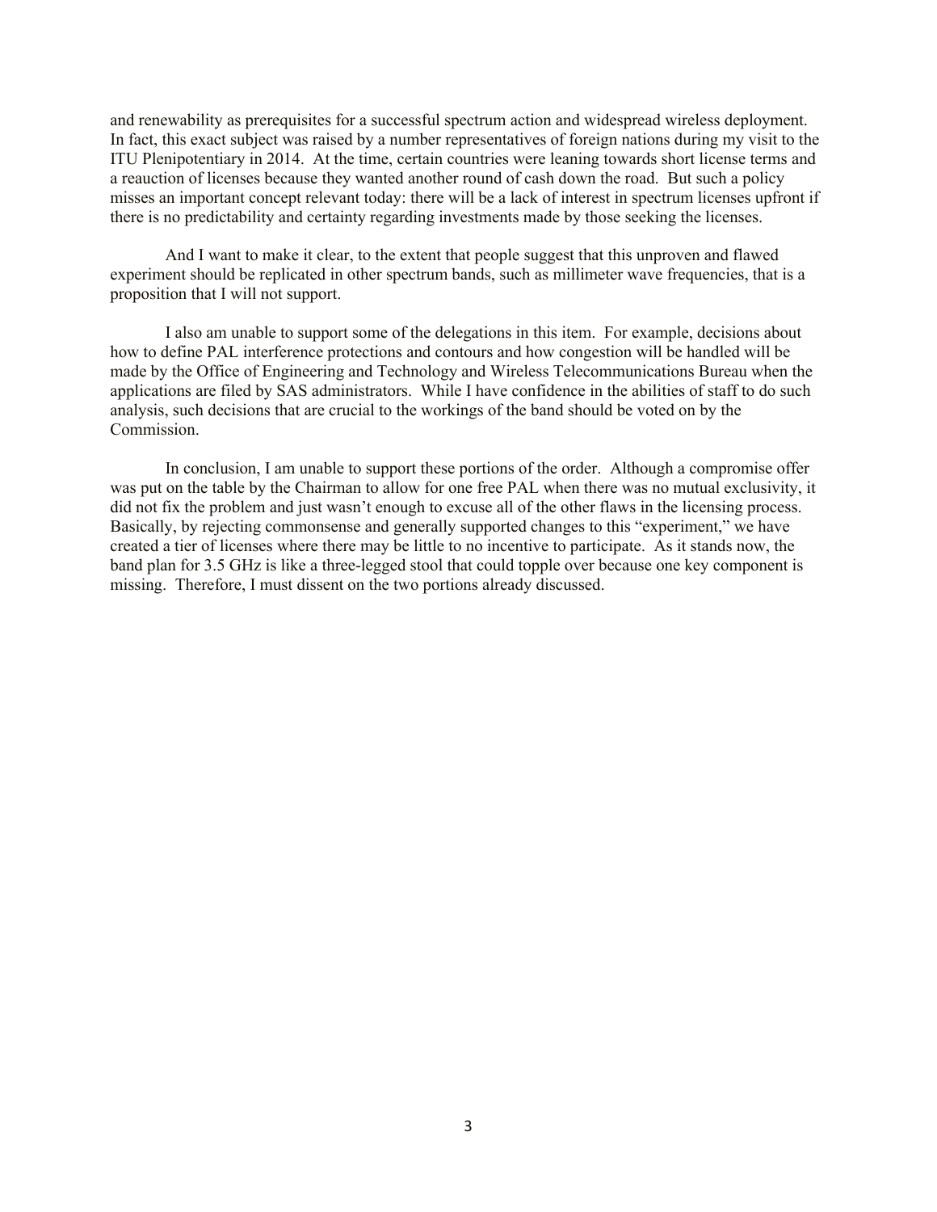and renewability as prerequisites for a successful spectrum action and widespread wireless deployment. In fact, this exact subject was raised by a number representatives of foreign nations during my visit to the ITU Plenipotentiary in 2014. At the time, certain countries were leaning towards short license terms and a reauction of licenses because they wanted another round of cash down the road. But such a policy misses an important concept relevant today: there will be a lack of interest in spectrum licenses upfront if there is no predictability and certainty regarding investments made by those seeking the licenses.

And I want to make it clear, to the extent that people suggest that this unproven and flawed experiment should be replicated in other spectrum bands, such as millimeter wave frequencies, that is a proposition that I will not support.

I also am unable to support some of the delegations in this item. For example, decisions about how to define PAL interference protections and contours and how congestion will be handled will be made by the Office of Engineering and Technology and Wireless Telecommunications Bureau when the applications are filed by SAS administrators. While I have confidence in the abilities of staff to do such analysis, such decisions that are crucial to the workings of the band should be voted on by the Commission.

In conclusion, I am unable to support these portions of the order. Although a compromise offer was put on the table by the Chairman to allow for one free PAL when there was no mutual exclusivity, it did not fix the problem and just wasn't enough to excuse all of the other flaws in the licensing process. Basically, by rejecting commonsense and generally supported changes to this "experiment," we have created a tier of licenses where there may be little to no incentive to participate. As it stands now, the band plan for 3.5 GHz is like a three-legged stool that could topple over because one key component is missing. Therefore, I must dissent on the two portions already discussed.